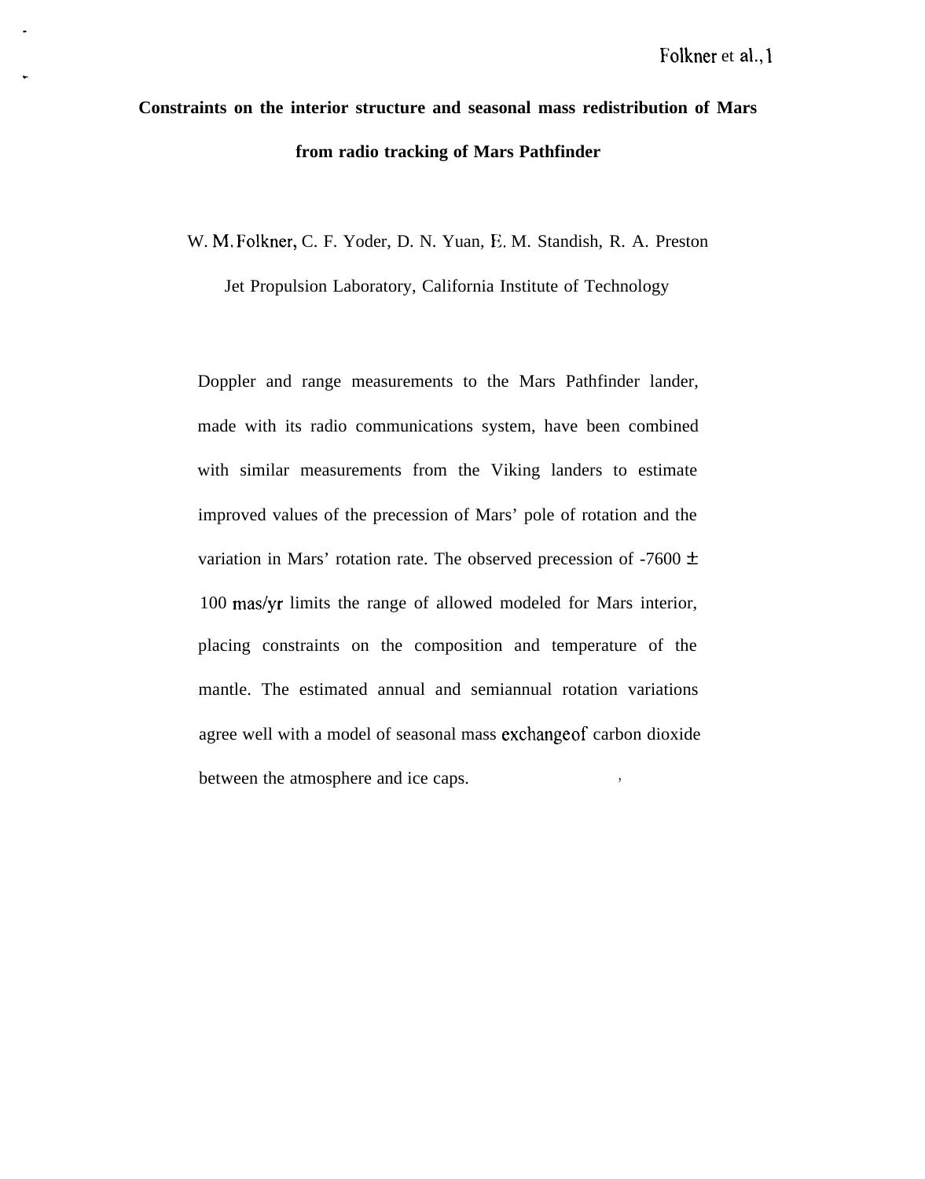# Constraints on the interior structure and seasonal mass redistribution of Mars from radio tracking of Mars Pathfinder

W. M. Folkner, C. F. Yoder, D. N. Yuan, E. M. Standish, R. A. Preston

Jet Propulsion Laboratory, California Institute of Technology

Doppler and range measurements to the Mars Pathfinder lander, made with its radio communications system, have been combined with similar measurements from the Viking landers to estimate improved values of the precession of Mars' pole of rotation and the variation in Mars' rotation rate. The observed precession of -7600 ± 100 mas/yr limits the range of allowed modeled for Mars interior, placing constraints on the composition and temperature of the mantle. The estimated annual and semiannual rotation variations agree well with a model of seasonal mass exchangeof carbon dioxide between the atmosphere and ice caps.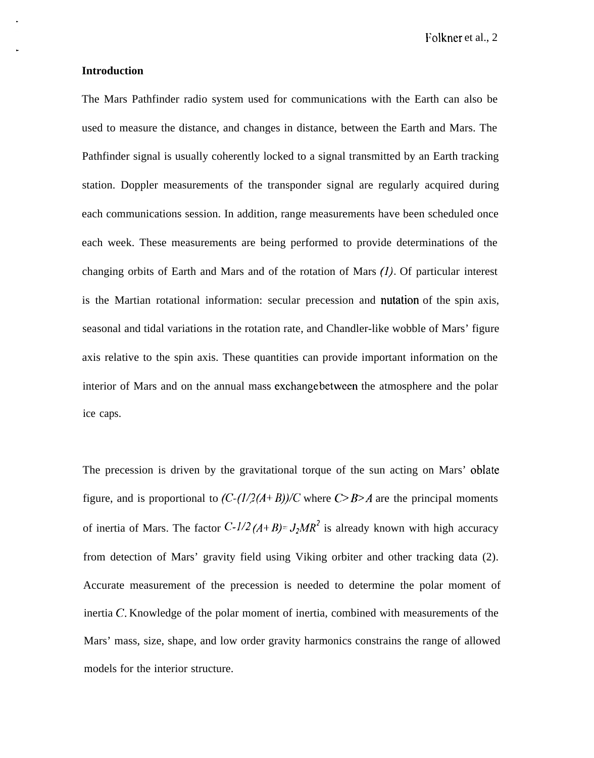## Introduction

The Mars Pathfinder radio system used for communications with the Earth can also be used to measure the distance, and changes in distance, between the Earth and Mars. The Pathfinder signal is usually coherently locked to a signal transmitted by an Earth tracking station. Doppler measurements of the transponder signal are regularly acquired during each communications session. In addition, range measurements have been scheduled once each week. These measurements are being performed to provide determinations of the changing orbits of Earth and Mars and of the rotation of Mars *(1)*. Of particular interest is the Martian rotational information: secular precession and nutation of the spin axis, seasonal and tidal variations in the rotation rate, and Chandler-like wobble of Mars' figure axis relative to the spin axis. These quantities can provide important information on the interior of Mars and on the annual mass exchange between the atmosphere and the polar ice caps.

The precession is driven by the gravitational torque of the sun acting on Mars' oblate figure, and is proportional to $(C-(1/2(A+B))/C$ where $C>B>A$ are the principal moments of inertia of Mars. The factor $C-1/2\,(A+B)= J_2MR^2$ is already known with high accuracy from detection of Mars' gravity field using Viking orbiter and other tracking data (2). Accurate measurement of the precession is needed to determine the polar moment of inertia $C$. Knowledge of the polar moment of inertia, combined with measurements of the Mars' mass, size, shape, and low order gravity harmonics constrains the range of allowed models for the interior structure.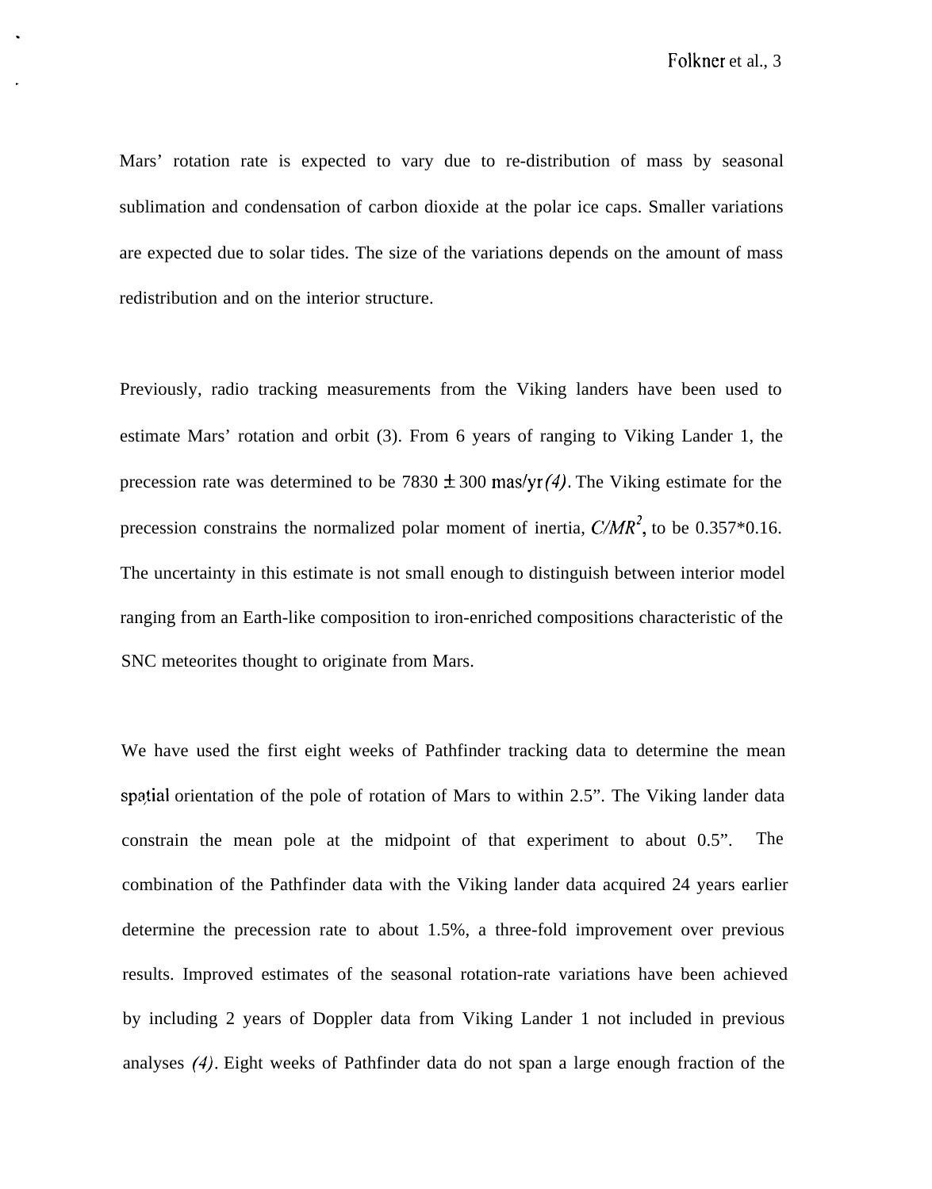Mars' rotation rate is expected to vary due to re-distribution of mass by seasonal sublimation and condensation of carbon dioxide at the polar ice caps. Smaller variations are expected due to solar tides. The size of the variations depends on the amount of mass redistribution and on the interior structure.

Previously, radio tracking measurements from the Viking landers have been used to estimate Mars' rotation and orbit (3). From 6 years of ranging to Viking Lander 1, the precession rate was determined to be 7830 ± 300 mas/yr *(4)*. The Viking estimate for the precession constrains the normalized polar moment of inertia, $C/MR^2$, to be 0.357*0.16. The uncertainty in this estimate is not small enough to distinguish between interior model ranging from an Earth-like composition to iron-enriched compositions characteristic of the SNC meteorites thought to originate from Mars.

We have used the first eight weeks of Pathfinder tracking data to determine the mean spatial orientation of the pole of rotation of Mars to within 2.5". The Viking lander data constrain the mean pole at the midpoint of that experiment to about 0.5". The combination of the Pathfinder data with the Viking lander data acquired 24 years earlier determine the precession rate to about 1.5%, a three-fold improvement over previous results. Improved estimates of the seasonal rotation-rate variations have been achieved by including 2 years of Doppler data from Viking Lander 1 not included in previous analyses *(4)*. Eight weeks of Pathfinder data do not span a large enough fraction of the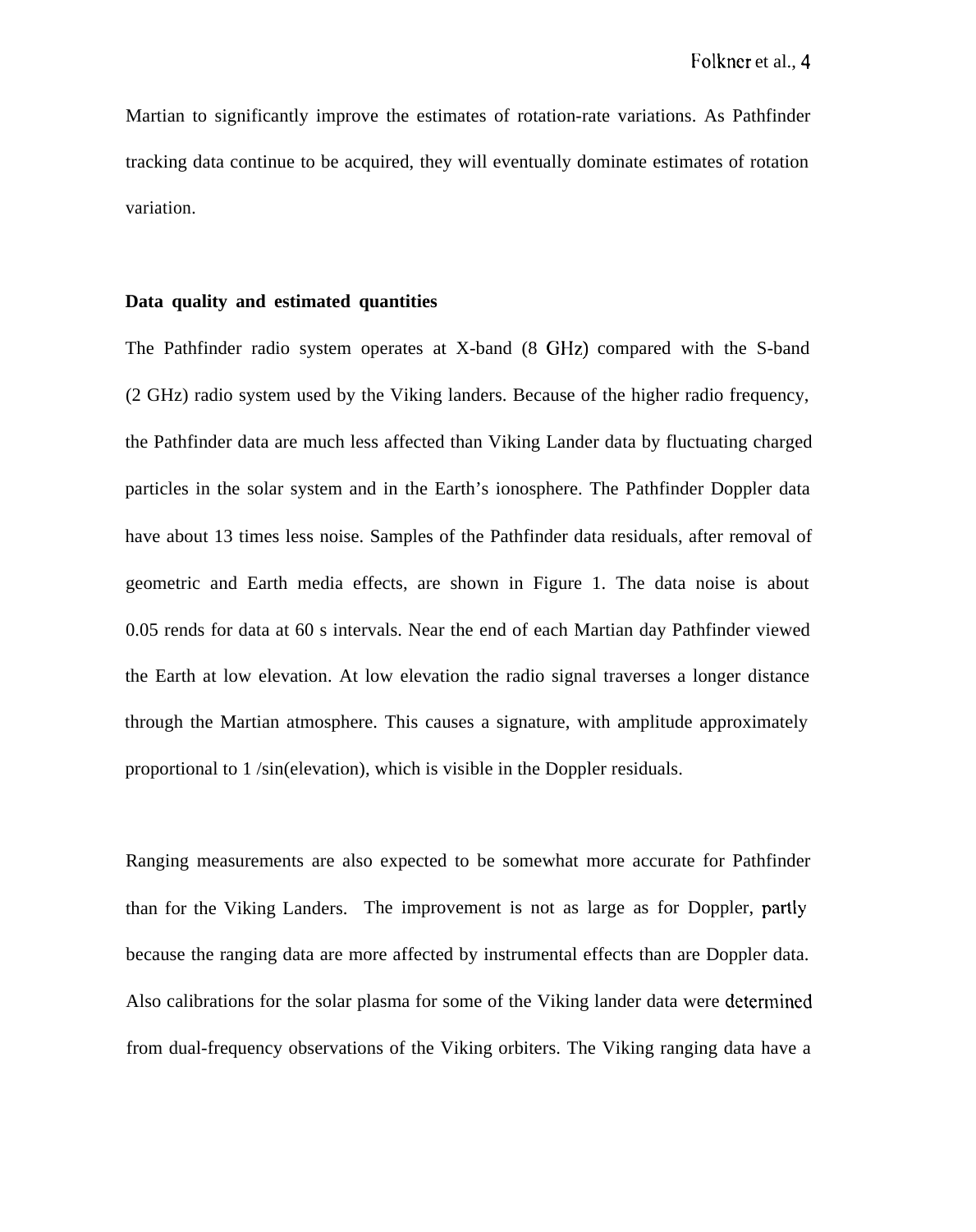Martian to significantly improve the estimates of rotation-rate variations. As Pathfinder tracking data continue to be acquired, they will eventually dominate estimates of rotation variation.

**Data quality and estimated quantities**

The Pathfinder radio system operates at X-band (8 GHz) compared with the S-band (2 GHz) radio system used by the Viking landers. Because of the higher radio frequency, the Pathfinder data are much less affected than Viking Lander data by fluctuating charged particles in the solar system and in the Earth's ionosphere. The Pathfinder Doppler data have about 13 times less noise. Samples of the Pathfinder data residuals, after removal of geometric and Earth media effects, are shown in Figure 1. The data noise is about 0.05 rends for data at 60 s intervals. Near the end of each Martian day Pathfinder viewed the Earth at low elevation. At low elevation the radio signal traverses a longer distance through the Martian atmosphere. This causes a signature, with amplitude approximately proportional to 1 /sin(elevation), which is visible in the Doppler residuals.

Ranging measurements are also expected to be somewhat more accurate for Pathfinder than for the Viking Landers. The improvement is not as large as for Doppler, partly because the ranging data are more affected by instrumental effects than are Doppler data. Also calibrations for the solar plasma for some of the Viking lander data were determined from dual-frequency observations of the Viking orbiters. The Viking ranging data have a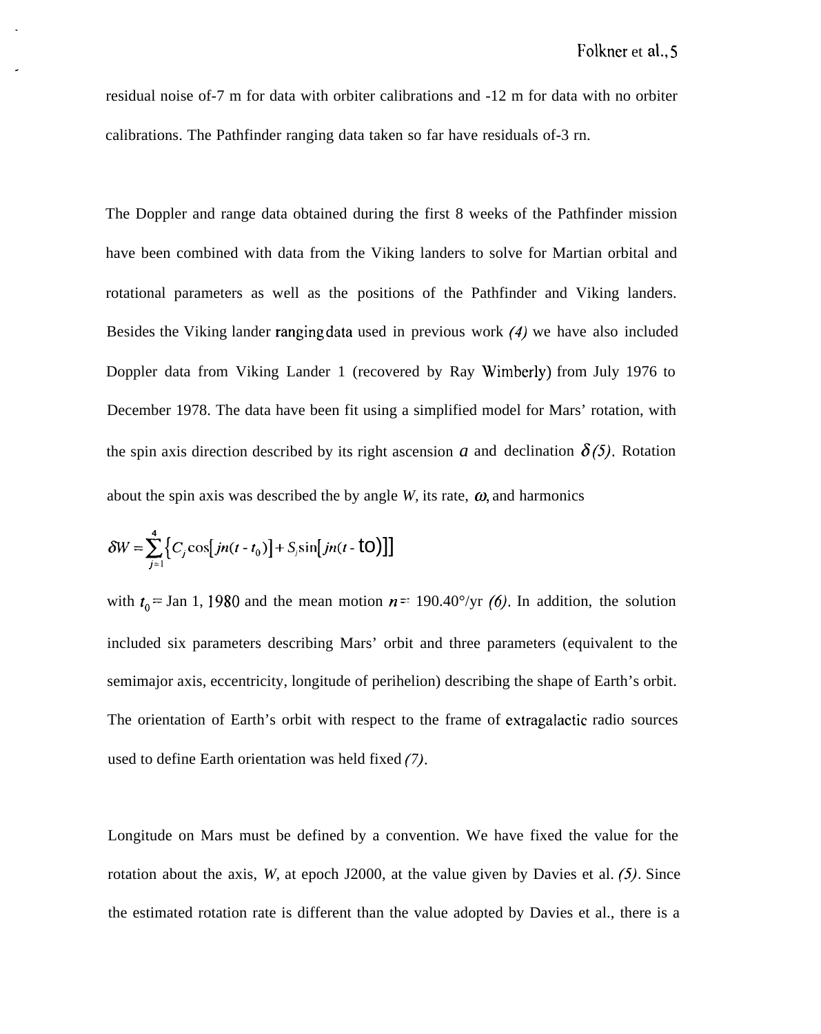residual noise of-7 m for data with orbiter calibrations and -12 m for data with no orbiter calibrations. The Pathfinder ranging data taken so far have residuals of-3 rn.

The Doppler and range data obtained during the first 8 weeks of the Pathfinder mission have been combined with data from the Viking landers to solve for Martian orbital and rotational parameters as well as the positions of the Pathfinder and Viking landers. Besides the Viking lander ranging data used in previous work *(4)* we have also included Doppler data from Viking Lander 1 (recovered by Ray Wimberly) from July 1976 to December 1978. The data have been fit using a simplified model for Mars' rotation, with the spin axis direction described by its right ascension $a$ and declination $\delta$ *(5)*. Rotation about the spin axis was described the by angle $W$, its rate, $\omega$, and harmonics

$$\delta W = \sum_{j=1}^{4} \left\{ C_j \cos\left[ jn(t - t_0) \right] + S_j \sin\left[ jn(t - t_0) \right] \right\}$$

with $t_0$ = Jan 1, 1980 and the mean motion $n$ = 190.40°/yr *(6)*. In addition, the solution included six parameters describing Mars' orbit and three parameters (equivalent to the semimajor axis, eccentricity, longitude of perihelion) describing the shape of Earth's orbit. The orientation of Earth's orbit with respect to the frame of extragalactic radio sources used to define Earth orientation was held fixed *(7)*.

Longitude on Mars must be defined by a convention. We have fixed the value for the rotation about the axis, $W$, at epoch J2000, at the value given by Davies et al. *(5)*. Since the estimated rotation rate is different than the value adopted by Davies et al., there is a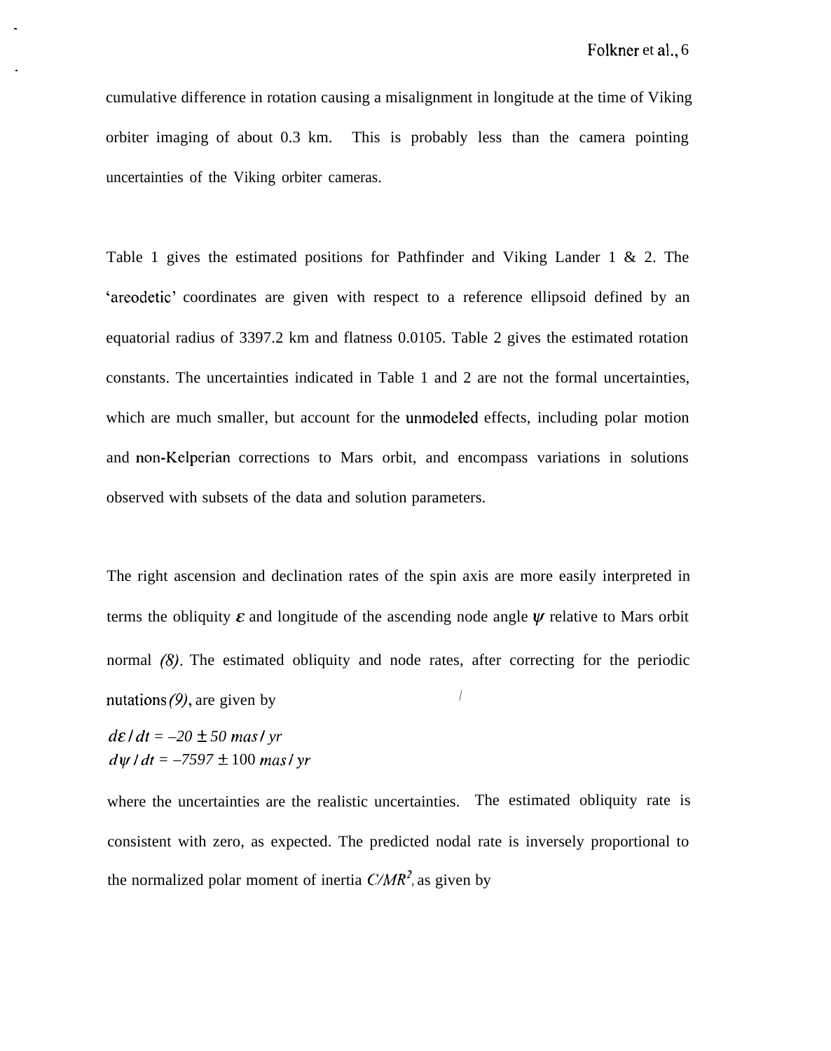cumulative difference in rotation causing a misalignment in longitude at the time of Viking orbiter imaging of about 0.3 km. This is probably less than the camera pointing uncertainties of the Viking orbiter cameras.

Table 1 gives the estimated positions for Pathfinder and Viking Lander 1 & 2. The 'areodetic' coordinates are given with respect to a reference ellipsoid defined by an equatorial radius of 3397.2 km and flatness 0.0105. Table 2 gives the estimated rotation constants. The uncertainties indicated in Table 1 and 2 are not the formal uncertainties, which are much smaller, but account for the unmodeled effects, including polar motion and non-Kelperian corrections to Mars orbit, and encompass variations in solutions observed with subsets of the data and solution parameters.

The right ascension and declination rates of the spin axis are more easily interpreted in terms the obliquity $\varepsilon$ and longitude of the ascending node angle $\psi$ relative to Mars orbit normal *(8)*. The estimated obliquity and node rates, after correcting for the periodic nutations *(9)*, are given by

$$d\varepsilon / dt = -20 \pm 50 \; mas / yr$$
$$d\psi / dt = -7597 \pm 100 \; mas / yr$$

where the uncertainties are the realistic uncertainties. The estimated obliquity rate is consistent with zero, as expected. The predicted nodal rate is inversely proportional to the normalized polar moment of inertia $C/MR^2$, as given by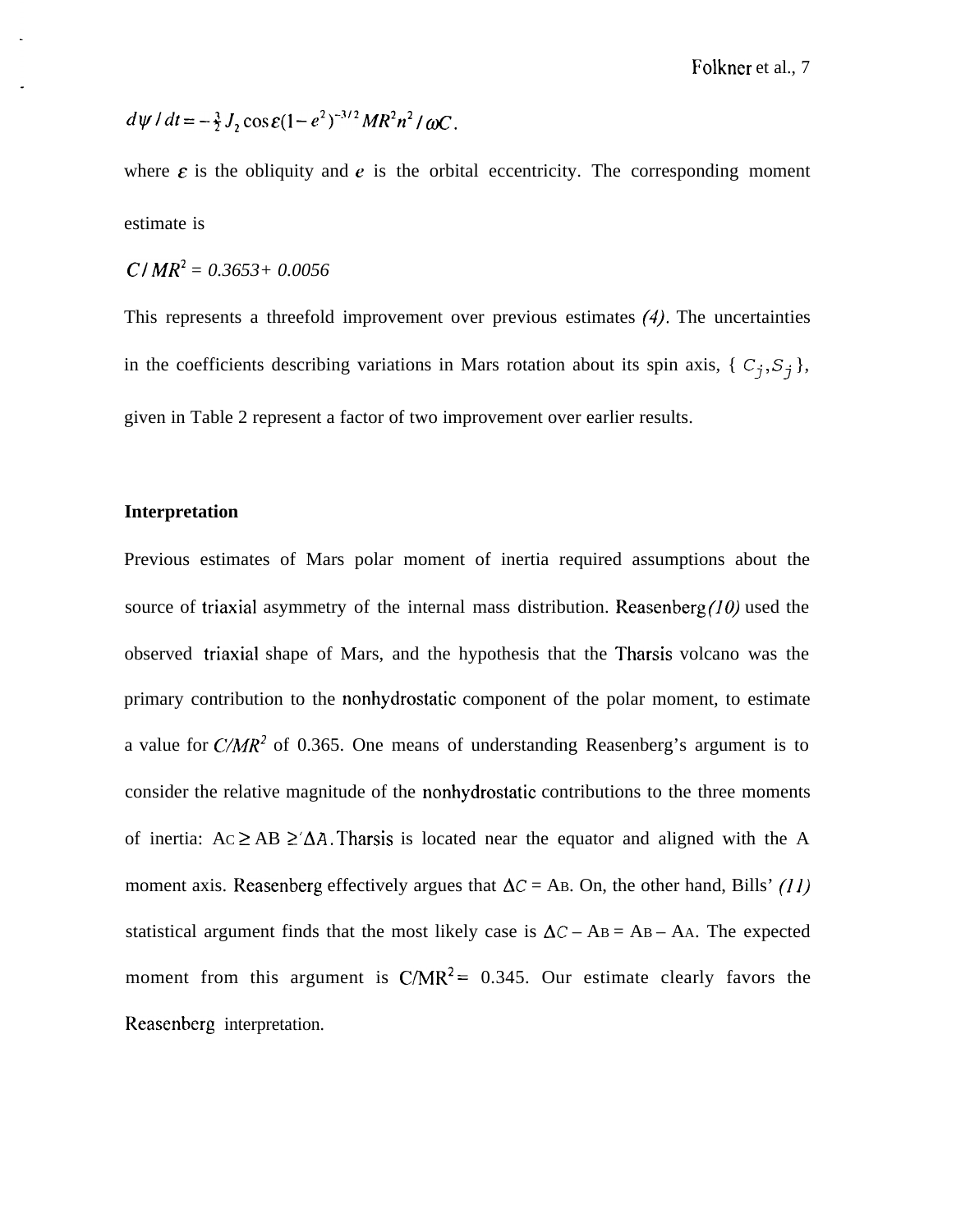$$d\psi / dt = -\tfrac{3}{2} J_2 \cos\varepsilon (1-e^2)^{-3/2} MR^2 n^2 / \omega C.$$

where $\varepsilon$ is the obliquity and $e$ is the orbital eccentricity. The corresponding moment estimate is

$$C / MR^2 = 0.3653 + 0.0056$$

This represents a threefold improvement over previous estimates *(4)*. The uncertainties in the coefficients describing variations in Mars rotation about its spin axis, $\{ C_j, S_j \}$, given in Table 2 represent a factor of two improvement over earlier results.

**Interpretation**

Previous estimates of Mars polar moment of inertia required assumptions about the source of triaxial asymmetry of the internal mass distribution. Reasenberg *(10)* used the observed triaxial shape of Mars, and the hypothesis that the Tharsis volcano was the primary contribution to the nonhydrostatic component of the polar moment, to estimate a value for $C/MR^2$ of 0.365. One means of understanding Reasenberg's argument is to consider the relative magnitude of the nonhydrostatic contributions to the three moments of inertia: $\Delta C \geq \Delta B \geq \Delta A$. Tharsis is located near the equator and aligned with the A moment axis. Reasenberg effectively argues that $\Delta C = \Delta B$. On the other hand, Bills' *(11)* statistical argument finds that the most likely case is $\Delta C - \Delta B = \Delta B - \Delta A$. The expected moment from this argument is $C/MR^2 = 0.345$. Our estimate clearly favors the Reasenberg interpretation.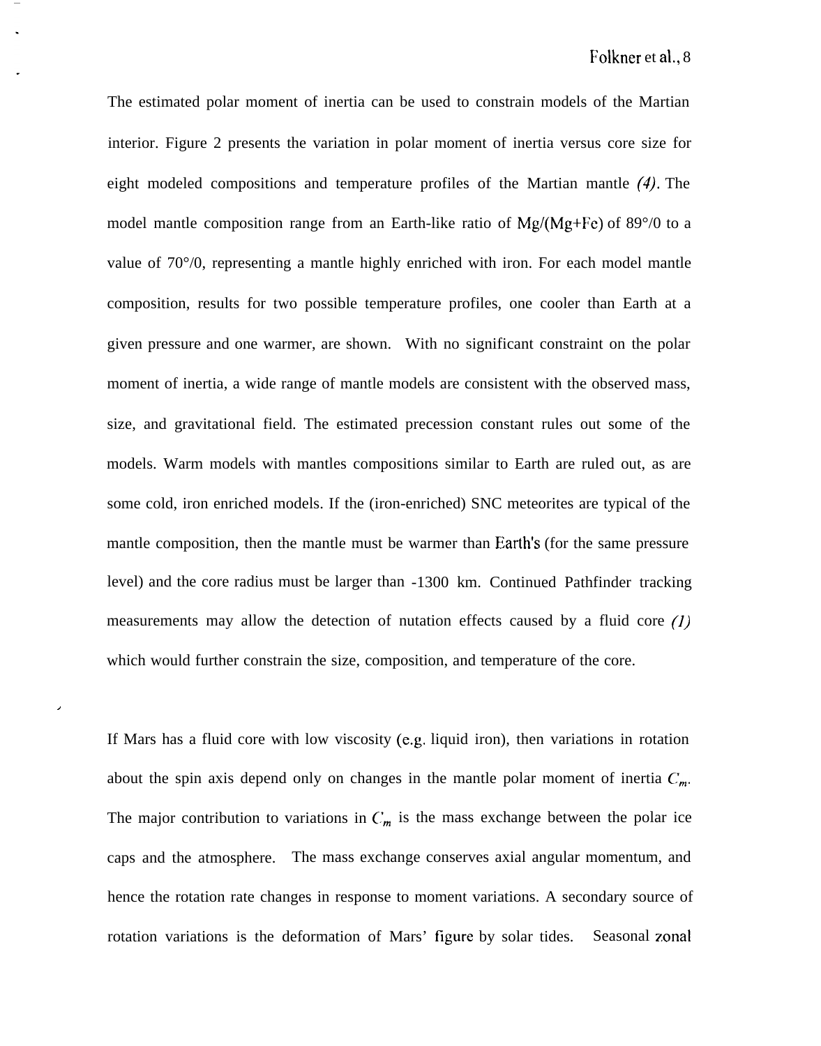The estimated polar moment of inertia can be used to constrain models of the Martian interior. Figure 2 presents the variation in polar moment of inertia versus core size for eight modeled compositions and temperature profiles of the Martian mantle *(4)*. The model mantle composition range from an Earth-like ratio of Mg/(Mg+Fe) of 89°/0 to a value of 70°/0, representing a mantle highly enriched with iron. For each model mantle composition, results for two possible temperature profiles, one cooler than Earth at a given pressure and one warmer, are shown. With no significant constraint on the polar moment of inertia, a wide range of mantle models are consistent with the observed mass, size, and gravitational field. The estimated precession constant rules out some of the models. Warm models with mantles compositions similar to Earth are ruled out, as are some cold, iron enriched models. If the (iron-enriched) SNC meteorites are typical of the mantle composition, then the mantle must be warmer than Earth's (for the same pressure level) and the core radius must be larger than -1300 km. Continued Pathfinder tracking measurements may allow the detection of nutation effects caused by a fluid core *(1)* which would further constrain the size, composition, and temperature of the core.

If Mars has a fluid core with low viscosity (e.g. liquid iron), then variations in rotation about the spin axis depend only on changes in the mantle polar moment of inertia $C_m$. The major contribution to variations in $C_m$ is the mass exchange between the polar ice caps and the atmosphere. The mass exchange conserves axial angular momentum, and hence the rotation rate changes in response to moment variations. A secondary source of rotation variations is the deformation of Mars' figure by solar tides. Seasonal zonal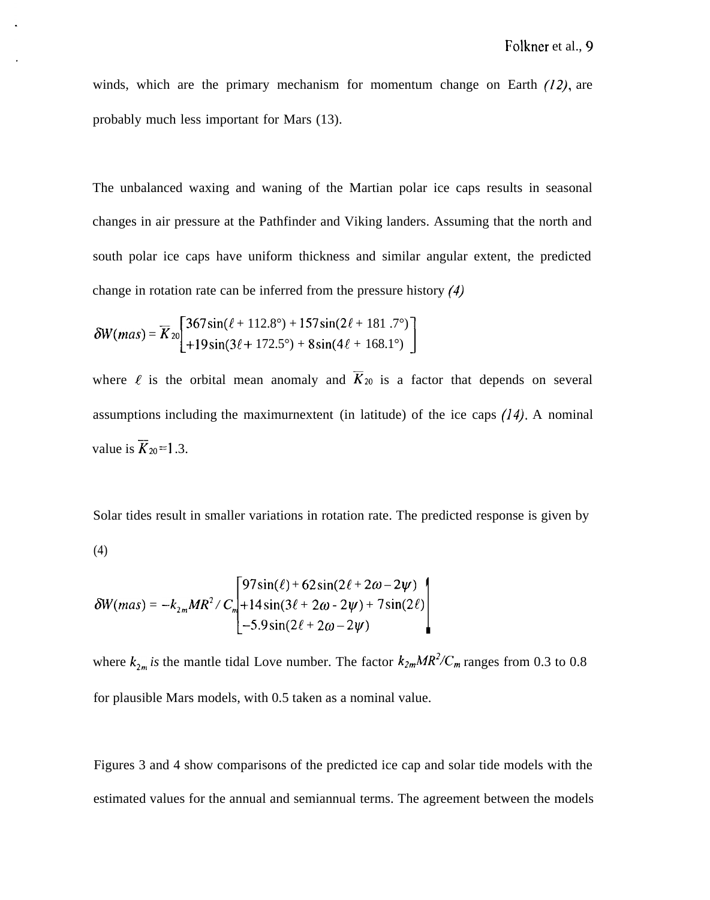winds, which are the primary mechanism for momentum change on Earth (12), are probably much less important for Mars (13).

The unbalanced waxing and waning of the Martian polar ice caps results in seasonal changes in air pressure at the Pathfinder and Viking landers. Assuming that the north and south polar ice caps have uniform thickness and similar angular extent, the predicted change in rotation rate can be inferred from the pressure history (4)

$$\delta W(mas) = \overline{K}_{20}\begin{bmatrix} 367\sin(\ell + 112.8°) + 157\sin(2\ell + 181.7°) \\ +19\sin(3\ell + 172.5°) + 8\sin(4\ell + 168.1°) \end{bmatrix}$$

where $\ell$ is the orbital mean anomaly and $\overline{K}_{20}$ is a factor that depends on several assumptions including the maximurnextent (in latitude) of the ice caps (14). A nominal value is $\overline{K}_{20} = 1.3$.

Solar tides result in smaller variations in rotation rate. The predicted response is given by (4)

$$\delta W(mas) = -k_{2m}MR^2/C_m\begin{bmatrix} 97\sin(\ell) + 62\sin(2\ell + 2\omega - 2\psi) \\ +14\sin(3\ell + 2\omega - 2\psi) + 7\sin(2\ell) \\ -5.9\sin(2\ell + 2\omega - 2\psi) \end{bmatrix}$$

where $k_{2m}$ *is* the mantle tidal Love number. The factor $k_{2m}MR^2/C_m$ ranges from 0.3 to 0.8 for plausible Mars models, with 0.5 taken as a nominal value.

Figures 3 and 4 show comparisons of the predicted ice cap and solar tide models with the estimated values for the annual and semiannual terms. The agreement between the models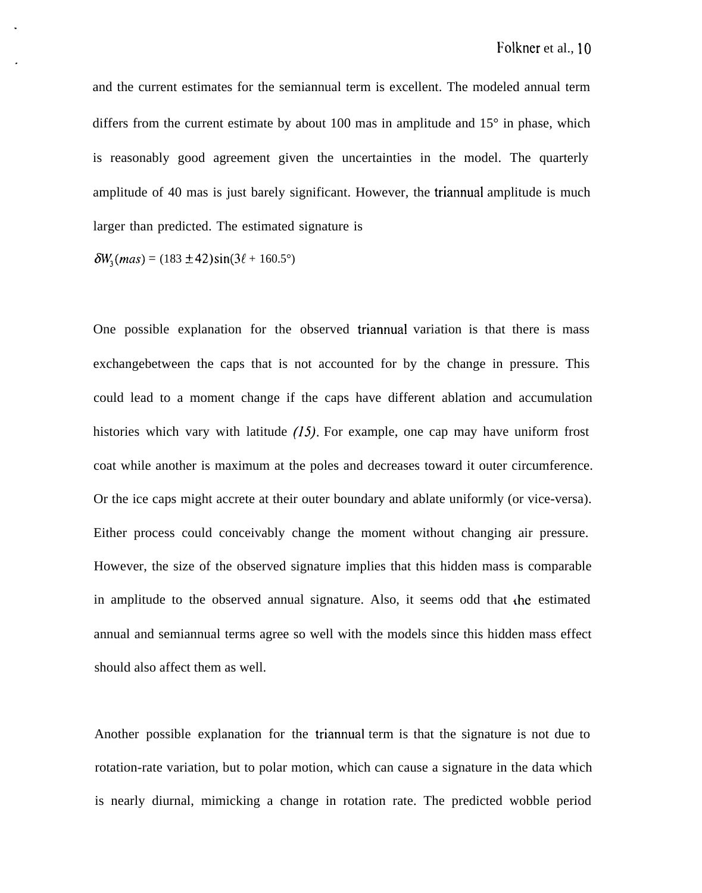and the current estimates for the semiannual term is excellent. The modeled annual term differs from the current estimate by about 100 mas in amplitude and 15° in phase, which is reasonably good agreement given the uncertainties in the model. The quarterly amplitude of 40 mas is just barely significant. However, the triannual amplitude is much larger than predicted. The estimated signature is

$$\delta W_3(mas) = (183 \pm 42)\sin(3\ell + 160.5°)$$

One possible explanation for the observed triannual variation is that there is mass exchangebetween the caps that is not accounted for by the change in pressure. This could lead to a moment change if the caps have different ablation and accumulation histories which vary with latitude *(15)*. For example, one cap may have uniform frost coat while another is maximum at the poles and decreases toward it outer circumference. Or the ice caps might accrete at their outer boundary and ablate uniformly (or vice-versa). Either process could conceivably change the moment without changing air pressure. However, the size of the observed signature implies that this hidden mass is comparable in amplitude to the observed annual signature. Also, it seems odd that the estimated annual and semiannual terms agree so well with the models since this hidden mass effect should also affect them as well.

Another possible explanation for the triannual term is that the signature is not due to rotation-rate variation, but to polar motion, which can cause a signature in the data which is nearly diurnal, mimicking a change in rotation rate. The predicted wobble period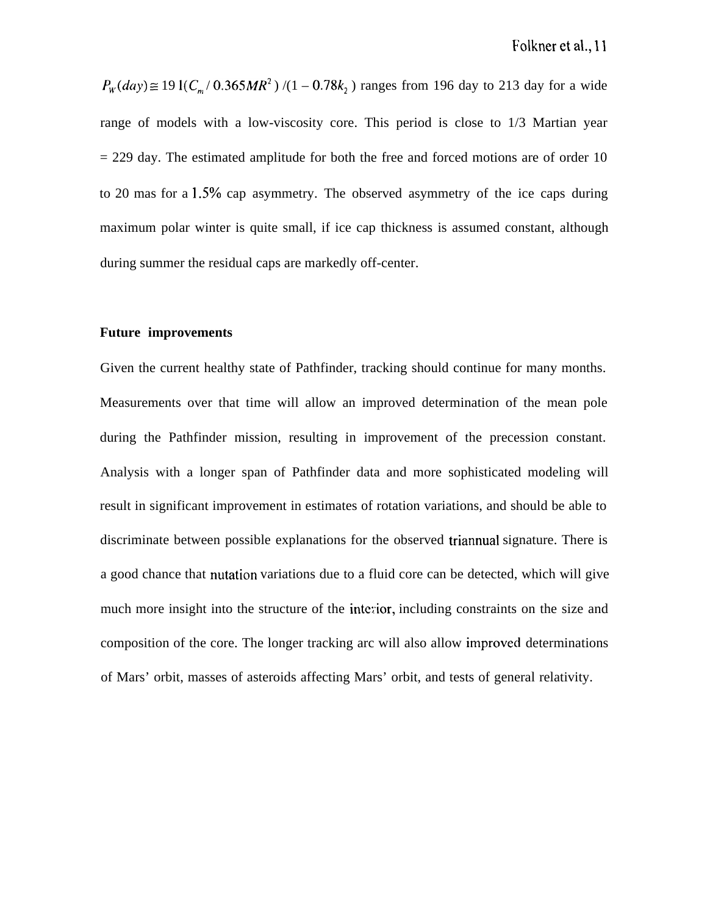$P_W(day) \cong 191(C_m / 0.365MR^2)/(1 - 0.78k_2)$ ranges from 196 day to 213 day for a wide range of models with a low-viscosity core. This period is close to 1/3 Martian year = 229 day. The estimated amplitude for both the free and forced motions are of order 10 to 20 mas for a 1.5% cap asymmetry. The observed asymmetry of the ice caps during maximum polar winter is quite small, if ice cap thickness is assumed constant, although during summer the residual caps are markedly off-center.

**Future improvements**

Given the current healthy state of Pathfinder, tracking should continue for many months. Measurements over that time will allow an improved determination of the mean pole during the Pathfinder mission, resulting in improvement of the precession constant. Analysis with a longer span of Pathfinder data and more sophisticated modeling will result in significant improvement in estimates of rotation variations, and should be able to discriminate between possible explanations for the observed triannual signature. There is a good chance that nutation variations due to a fluid core can be detected, which will give much more insight into the structure of the interior, including constraints on the size and composition of the core. The longer tracking arc will also allow improved determinations of Mars' orbit, masses of asteroids affecting Mars' orbit, and tests of general relativity.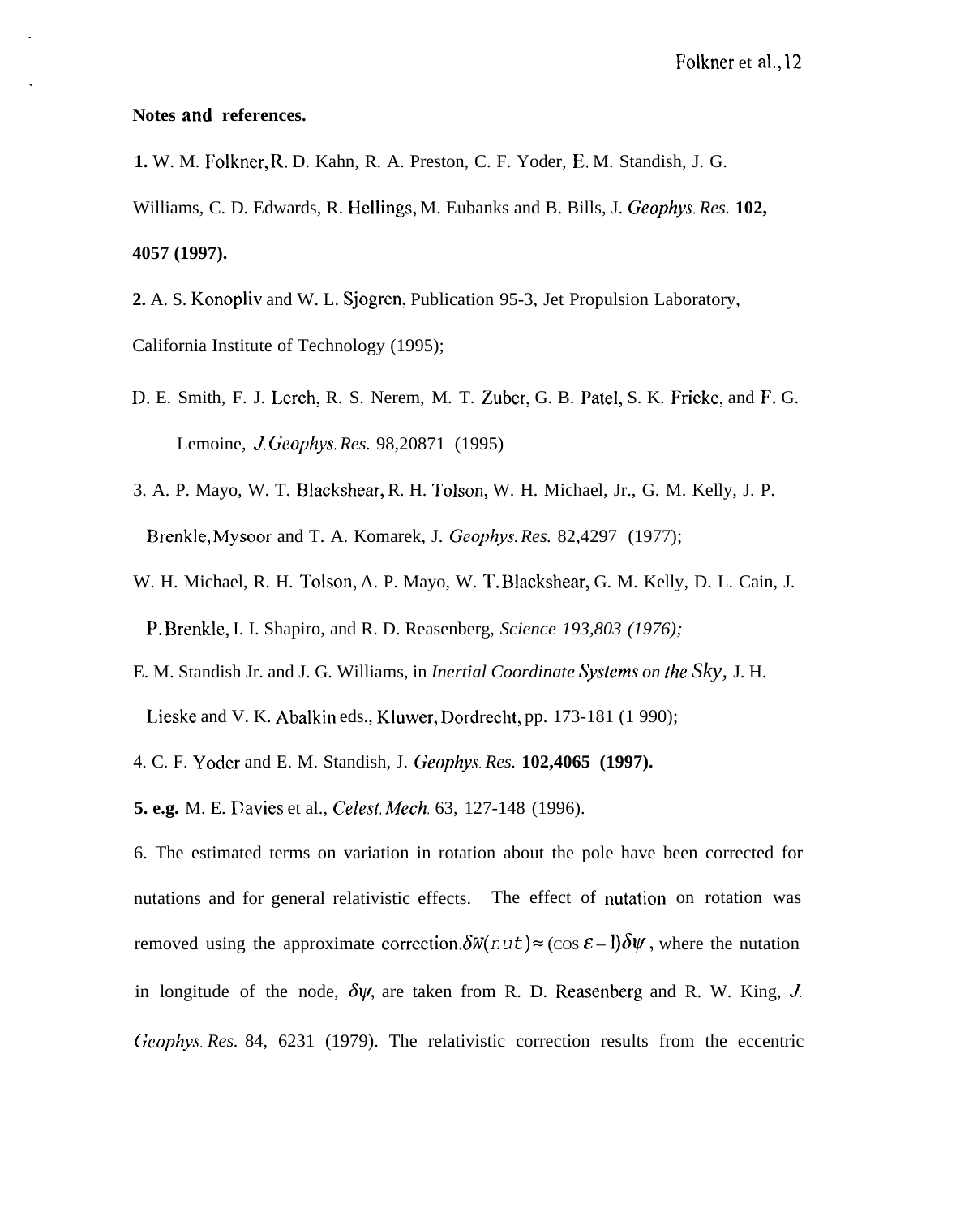**Notes and references.**

**1.** W. M. Folkner, R. D. Kahn, R. A. Preston, C. F. Yoder, E. M. Standish, J. G. Williams, C. D. Edwards, R. Hellings, M. Eubanks and B. Bills, J. *Geophys. Res.* **102, 4057 (1997).**

**2.** A. S. Konopliv and W. L. Sjogren, Publication 95-3, Jet Propulsion Laboratory, California Institute of Technology (1995);

D. E. Smith, F. J. Lerch, R. S. Nerem, M. T. Zuber, G. B. Patel, S. K. Fricke, and F. G. Lemoine, *J. Geophys. Res.* 98,20871 (1995)

3. A. P. Mayo, W. T. Blackshear, R. H. Tolson, W. H. Michael, Jr., G. M. Kelly, J. P. Brenkle, Mysoor and T. A. Komarek, J. *Geophys. Res.* 82,4297 (1977);

W. H. Michael, R. H. Tolson, A. P. Mayo, W. T. Blackshear, G. M. Kelly, D. L. Cain, J. P. Brenkle, I. I. Shapiro, and R. D. Reasenberg, *Science 193,803 (1976);*

E. M. Standish Jr. and J. G. Williams, in *Inertial Coordinate Systems on the Sky*, J. H. Lieske and V. K. Abalkin eds., Kluwer, Dordrecht, pp. 173-181 (1 990);

4. C. F. Yoder and E. M. Standish, J. *Geophys. Res.* **102,4065 (1997).**

**5. e.g.** M. E. Davies et al., *Celest. Mech.* 63, 127-148 (1996).

6. The estimated terms on variation in rotation about the pole have been corrected for nutations and for general relativistic effects. The effect of nutation on rotation was removed using the approximate correction. $\delta W(nut) \approx (\cos \varepsilon - 1)\delta\psi$, where the nutation in longitude of the node, $\delta\psi$, are taken from R. D. Reasenberg and R. W. King, *J. Geophys. Res.* 84, 6231 (1979). The relativistic correction results from the eccentric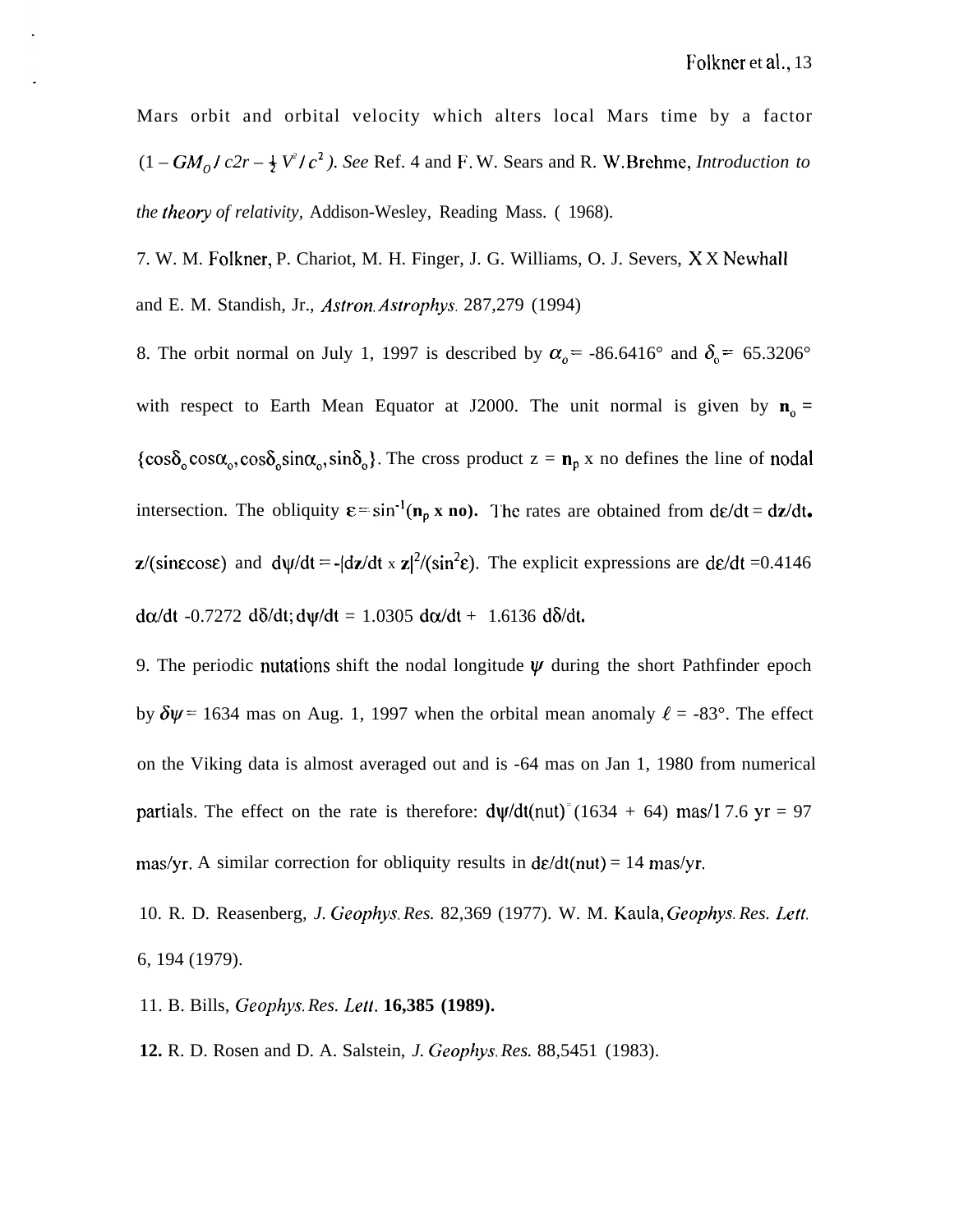Mars orbit and orbital velocity which alters local Mars time by a factor $(1 - GM_0 / c2r - \frac{1}{2} V^2 / c^2)$. *See* Ref. 4 and F. W. Sears and R. W. Brehme, *Introduction to the theory of relativity*, Addison-Wesley, Reading Mass. ( 1968).

7. W. M. Folkner, P. Chariot, M. H. Finger, J. G. Williams, O. J. Severs, X X Newhall and E. M. Standish, Jr., *Astron. Astrophys.* 287,279 (1994)

8. The orbit normal on July 1, 1997 is described by $\alpha_o$ = -86.6416° and $\delta_o$ = 65.3206° with respect to Earth Mean Equator at J2000. The unit normal is given by $\mathbf{n}_o$ = $\{\cos\delta_o \cos\alpha_o, \cos\delta_o \sin\alpha_o, \sin\delta_o\}$. The cross product z = $\mathbf{n}_p$ x no defines the line of nodal intersection. The obliquity $\varepsilon = \sin^{-1}(\mathbf{n}_p \times \mathbf{no})$. The rates are obtained from $d\varepsilon/dt = d\mathbf{z}/dt \bullet \mathbf{z}/(\sin\varepsilon\cos\varepsilon)$ and $d\psi/dt = -|d\mathbf{z}/dt \times \mathbf{z}|^2/(\sin^2\varepsilon)$. The explicit expressions are $d\varepsilon/dt$ =0.4146 $d\alpha/dt$ -0.7272 $d\delta/dt$; $d\psi/dt$ = 1.0305 $d\alpha/dt$ + 1.6136 $d\delta/dt$.

9. The periodic nutations shift the nodal longitude $\psi$ during the short Pathfinder epoch by $\delta\psi$ = 1634 mas on Aug. 1, 1997 when the orbital mean anomaly $\ell$ = -83°. The effect on the Viking data is almost averaged out and is -64 mas on Jan 1, 1980 from numerical partials. The effect on the rate is therefore: $d\psi/dt(nut)$ = (1634 + 64) mas/17.6 yr = 97 mas/yr. A similar correction for obliquity results in $d\varepsilon/dt(nut)$ = 14 mas/yr.

10. R. D. Reasenberg, *J. Geophys. Res.* 82,369 (1977). W. M. Kaula, *Geophys. Res. Lett.* 6, 194 (1979).

11. B. Bills, *Geophys. Res. Lett.* **16,385 (1989).**

**12.** R. D. Rosen and D. A. Salstein, *J. Geophys. Res.* 88,5451 (1983).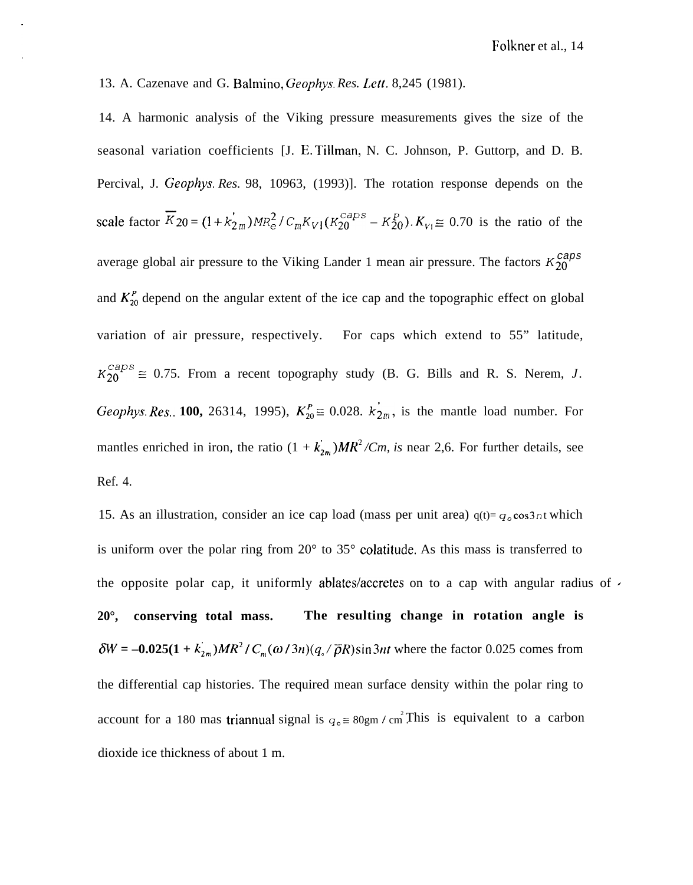13. A. Cazenave and G. Balmino, *Geophys. Res. Lett.* 8,245 (1981).

14. A harmonic analysis of the Viking pressure measurements gives the size of the seasonal variation coefficients [J. E. Tillman, N. C. Johnson, P. Guttorp, and D. B. Percival, J. *Geophys. Res.* 98, 10963, (1993)]. The rotation response depends on the scale factor $\overline{K}_{20} = (1 + k'_{2m}) MR_e^2 / C_m K_{V1} (K_{20}^{caps} - K_{20}^{P})$. $K_{V1} \cong$ 0.70 is the ratio of the average global air pressure to the Viking Lander 1 mean air pressure. The factors $K_{20}^{caps}$ and $K_{20}^{P}$ depend on the angular extent of the ice cap and the topographic effect on global variation of air pressure, respectively. For caps which extend to 55" latitude, $K_{20}^{caps} \cong$ 0.75. From a recent topography study (B. G. Bills and R. S. Nerem, *J. Geophys. Res.*. **100,** 26314, 1995), $K_{20}^{P} \cong$ 0.028. $k'_{2m}$, is the mantle load number. For mantles enriched in iron, the ratio $(1 + k'_{2m})MR^2/Cm$, *is* near 2,6. For further details, see Ref. 4.

15. As an illustration, consider an ice cap load (mass per unit area) $q(t) = q_o \cos 3nt$ which is uniform over the polar ring from 20° to 35° colatitude. As this mass is transferred to the opposite polar cap, it uniformly ablates/accretes on to a cap with angular radius of 20°, **conserving total mass. The resulting change in rotation angle is** $\delta W = -0.025(1 + k'_{2m})MR^2 / C_m (\omega / 3n)(q_o / \bar{\rho} R) \sin 3nt$ where the factor 0.025 comes from the differential cap histories. The required mean surface density within the polar ring to account for a 180 mas triannual signal is $q_o \cong 80 gm / cm^2$. This is equivalent to a carbon dioxide ice thickness of about 1 m.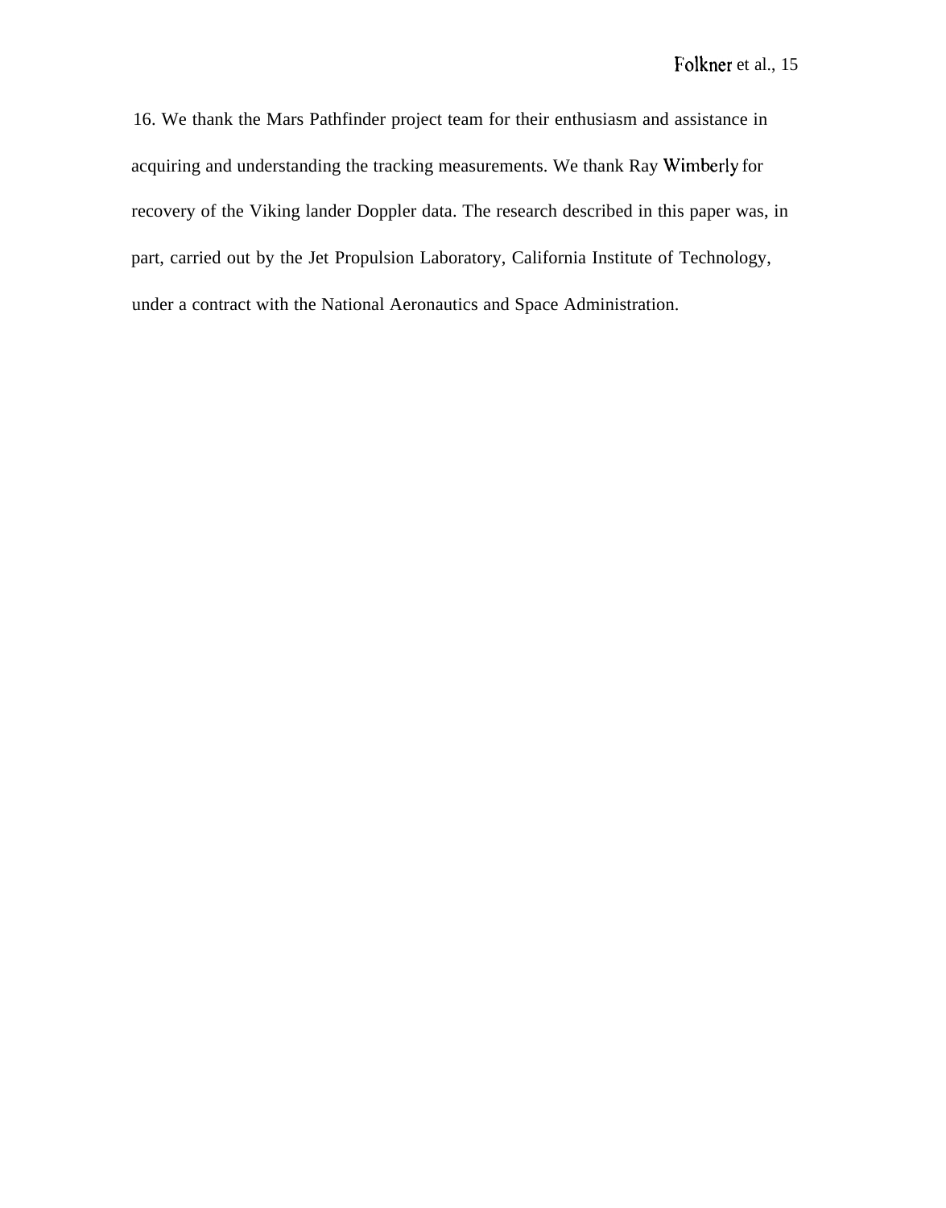16. We thank the Mars Pathfinder project team for their enthusiasm and assistance in acquiring and understanding the tracking measurements. We thank Ray Wimberly for recovery of the Viking lander Doppler data. The research described in this paper was, in part, carried out by the Jet Propulsion Laboratory, California Institute of Technology, under a contract with the National Aeronautics and Space Administration.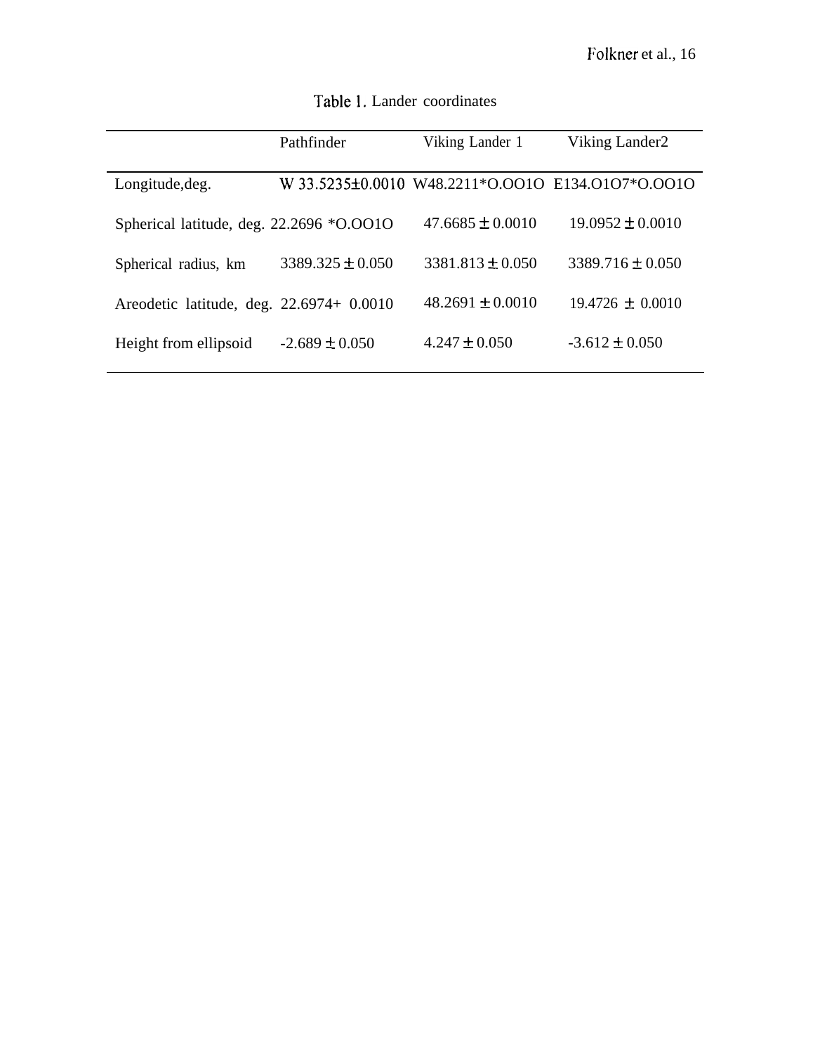Table 1. Lander coordinates

| | Pathfinder | Viking Lander 1 | Viking Lander2 |
|---|---|---|---|
| Longitude,deg. | W 33.5235±0.0010 | W48.2211*O.OO1O | E134.O1O7*O.OO1O |
| Spherical latitude, deg. | 22.2696 *O.OO1O | 47.6685 ± 0.0010 | 19.0952 ± 0.0010 |
| Spherical radius, km | 3389.325 ± 0.050 | 3381.813 ± 0.050 | 3389.716 ± 0.050 |
| Areodetic latitude, deg. | 22.6974+ 0.0010 | 48.2691 ± 0.0010 | 19.4726 ± 0.0010 |
| Height from ellipsoid | -2.689 ± 0.050 | 4.247 ± 0.050 | -3.612 ± 0.050 |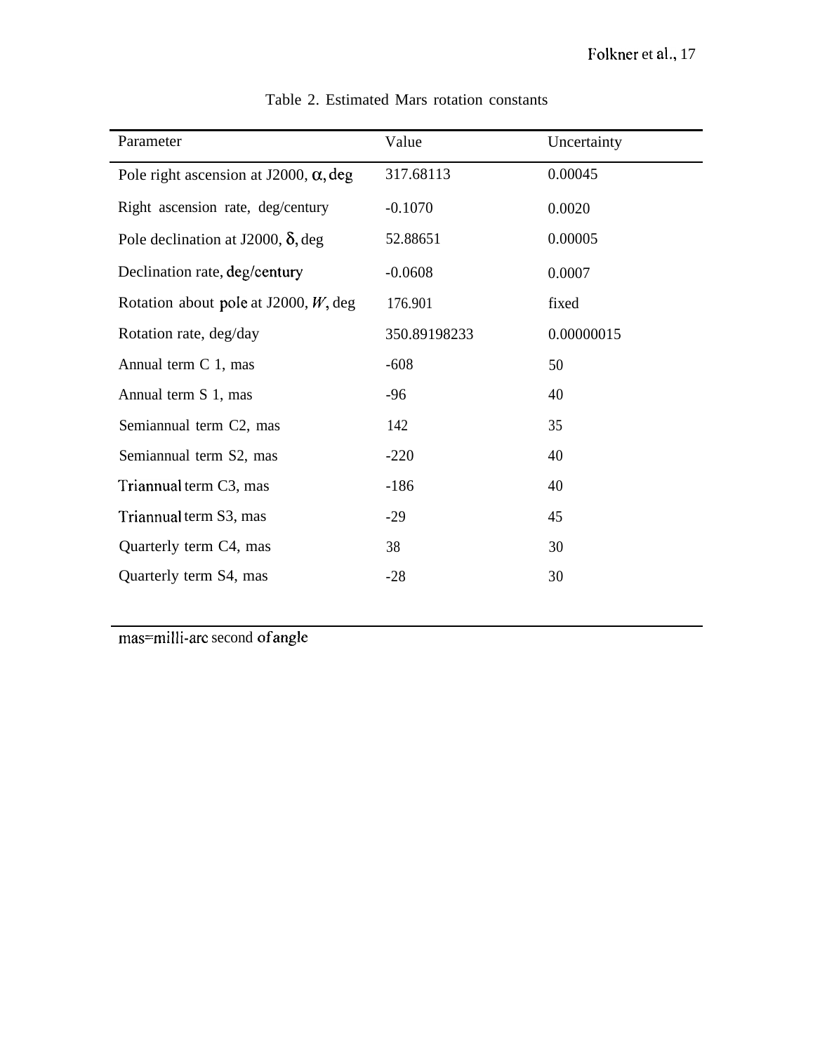Table 2. Estimated Mars rotation constants

| Parameter | Value | Uncertainty |
|---|---|---|
| Pole right ascension at J2000, $\alpha$, deg | 317.68113 | 0.00045 |
| Right ascension rate, deg/century | -0.1070 | 0.0020 |
| Pole declination at J2000, $\delta$, deg | 52.88651 | 0.00005 |
| Declination rate, deg/century | -0.0608 | 0.0007 |
| Rotation about pole at J2000, $W$, deg | 176.901 | fixed |
| Rotation rate, deg/day | 350.89198233 | 0.00000015 |
| Annual term C 1, mas | -608 | 50 |
| Annual term S 1, mas | -96 | 40 |
| Semiannual term C2, mas | 142 | 35 |
| Semiannual term S2, mas | -220 | 40 |
| Triannual term C3, mas | -186 | 40 |
| Triannual term S3, mas | -29 | 45 |
| Quarterly term C4, mas | 38 | 30 |
| Quarterly term S4, mas | -28 | 30 |

mas=milli-arc second of angle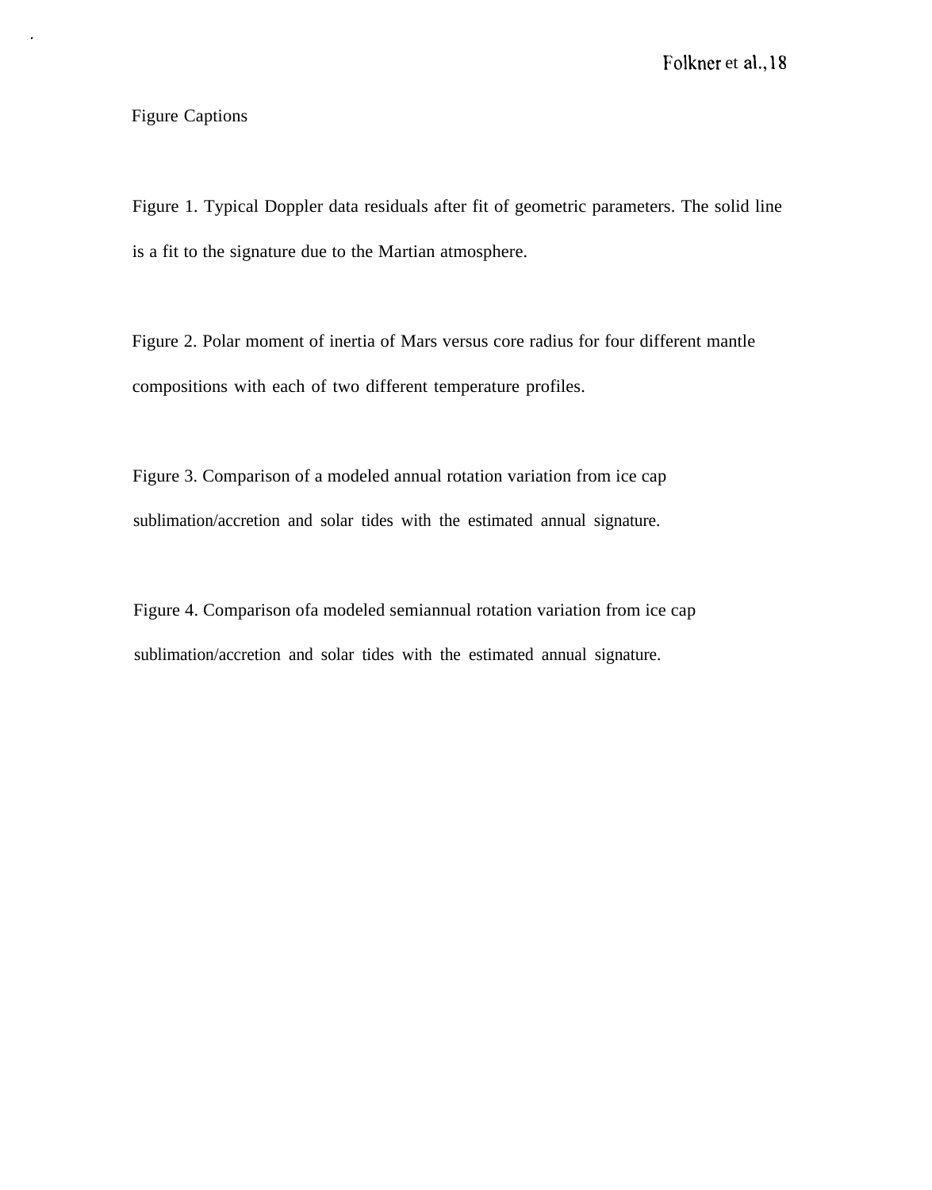## Figure Captions

Figure 1. Typical Doppler data residuals after fit of geometric parameters. The solid line is a fit to the signature due to the Martian atmosphere.

Figure 2. Polar moment of inertia of Mars versus core radius for four different mantle compositions with each of two different temperature profiles.

Figure 3. Comparison of a modeled annual rotation variation from ice cap sublimation/accretion and solar tides with the estimated annual signature.

Figure 4. Comparison ofa modeled semiannual rotation variation from ice cap sublimation/accretion and solar tides with the estimated annual signature.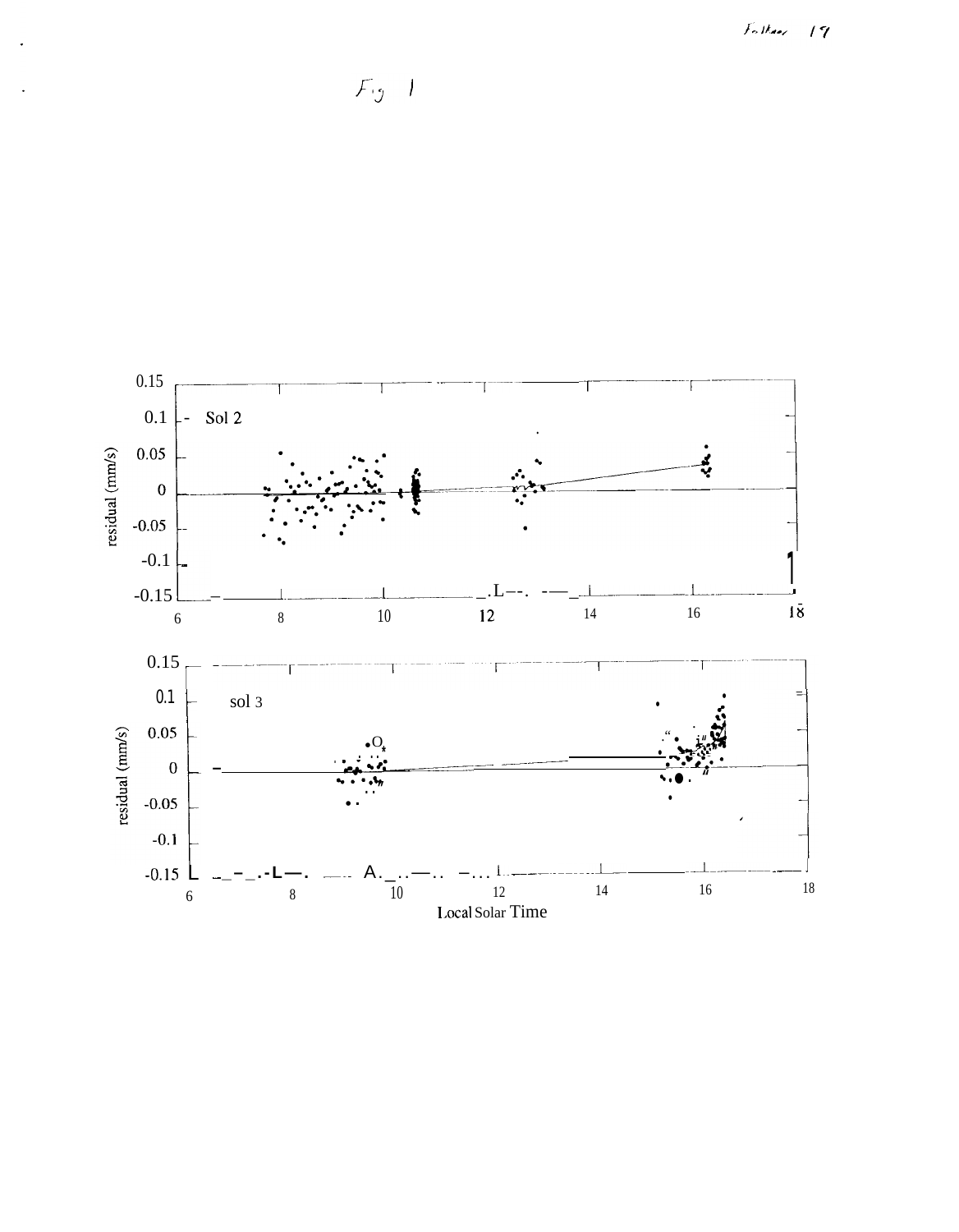Fig 1

| Local Solar Time | residual (mm/s) |
| --- | --- |

Sol 2

sol 3

Local Solar Time

Fig 1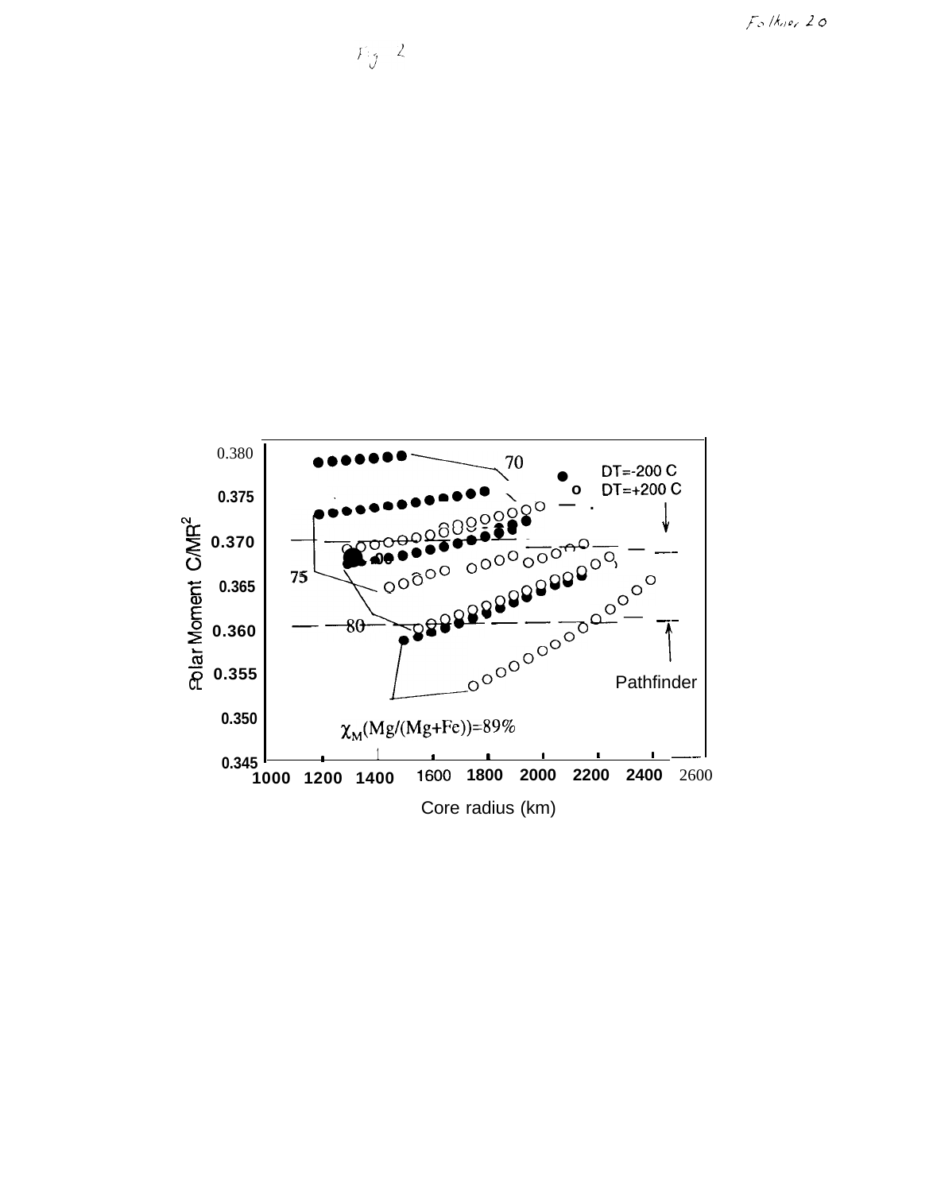Fig 2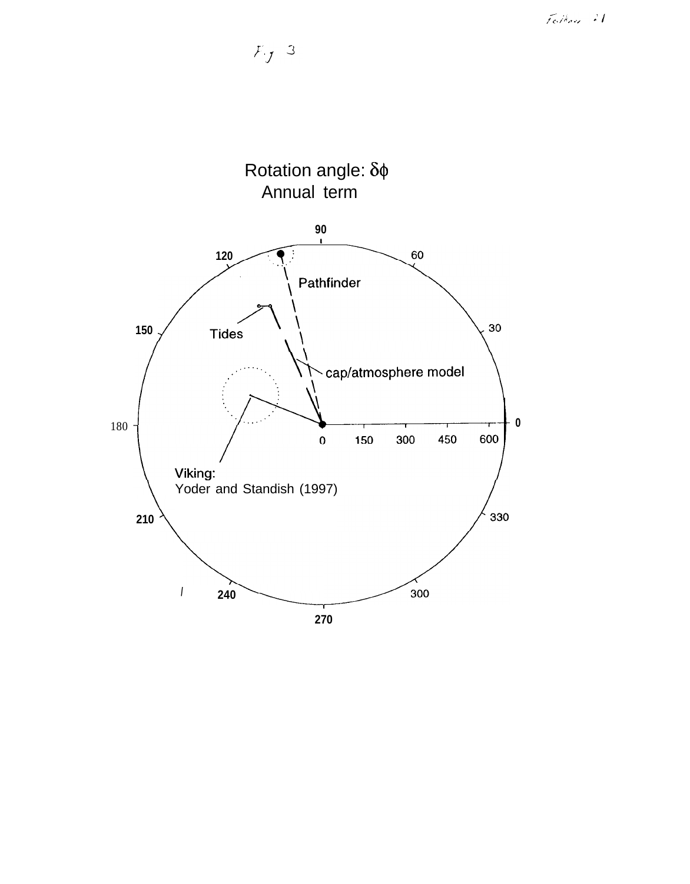Fig 3

Rotation angle: $\delta\phi$

Annual term

90

120

60

Pathfinder

150

30

Tides

cap/atmosphere model

180

0

0 150 300 450 600

Viking:

Yoder and Standish (1997)

210

330

240

300

270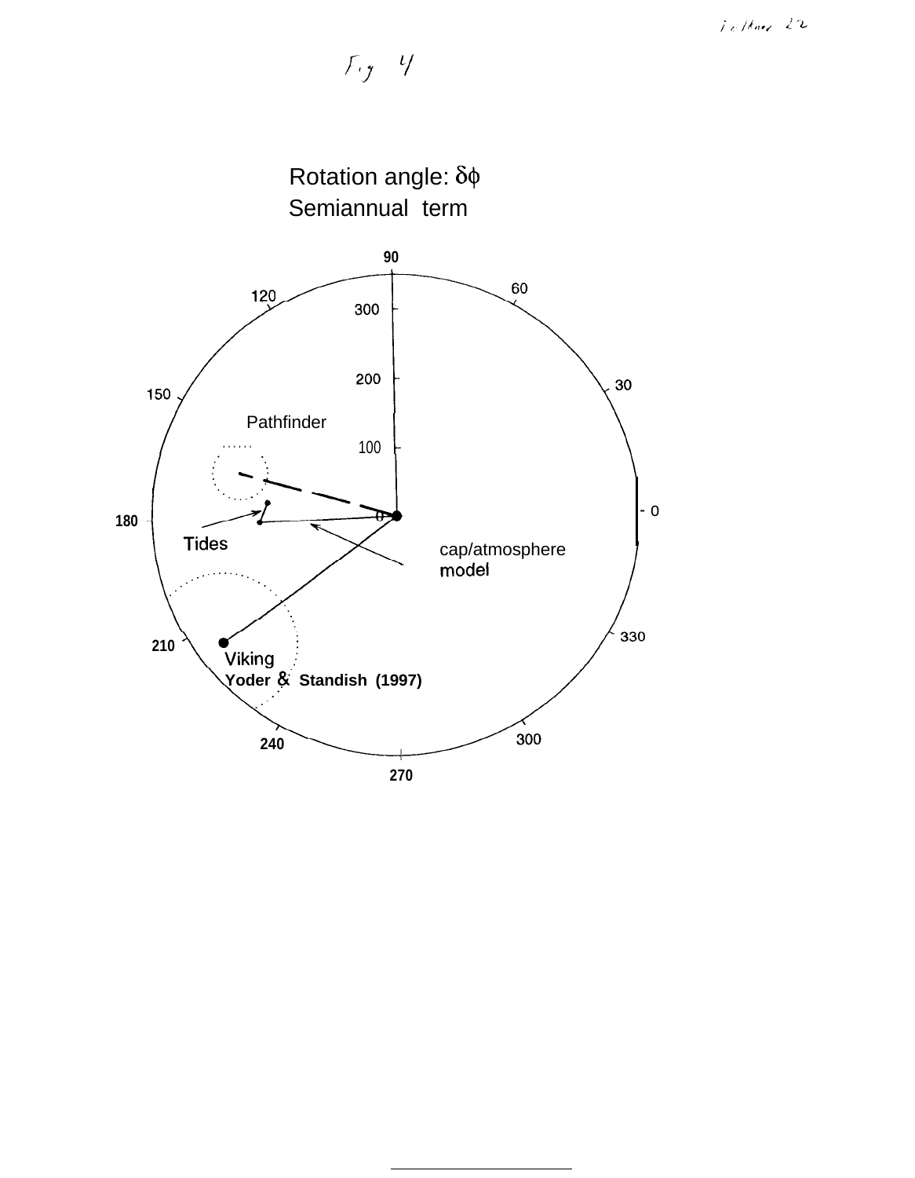Fig 4

Rotation angle: $\delta\phi$
Semiannual term

90
60
30
0
330
300
270
240
210
180
150
120

300
200
100
0

Pathfinder

Tides

cap/atmosphere model

Viking
Yoder & Standish (1997)